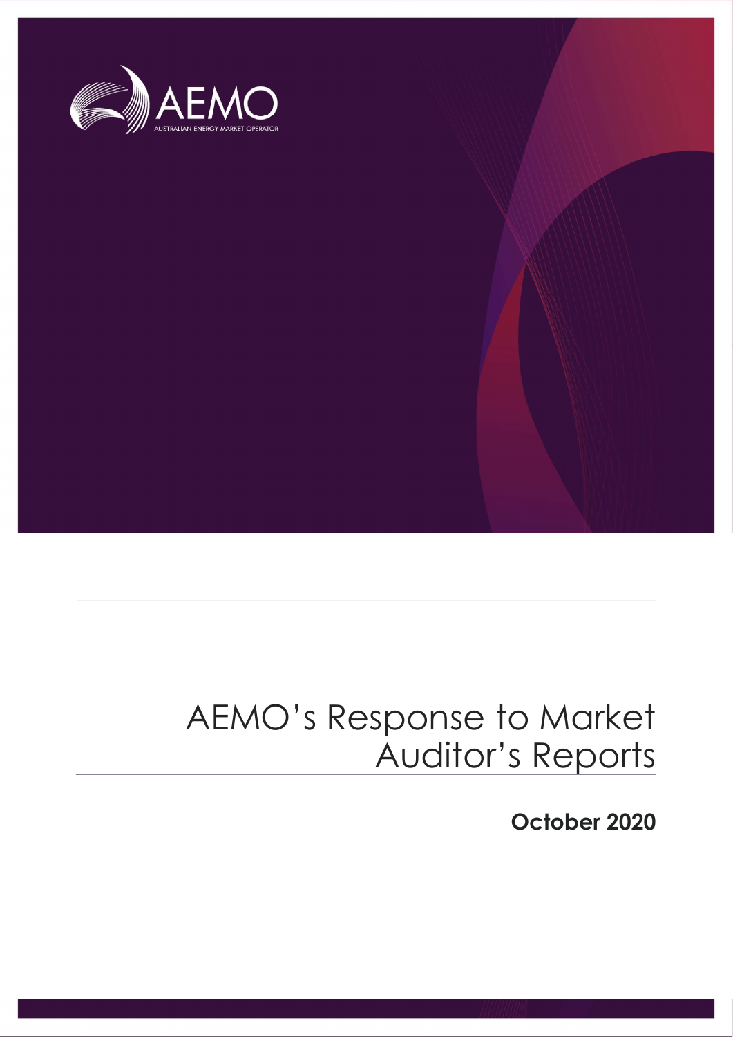AEMO

AUSTRALIAN ENERGY MARKET OPERATOR

# AEMO's Response to Market Auditor's Reports

**October 2020**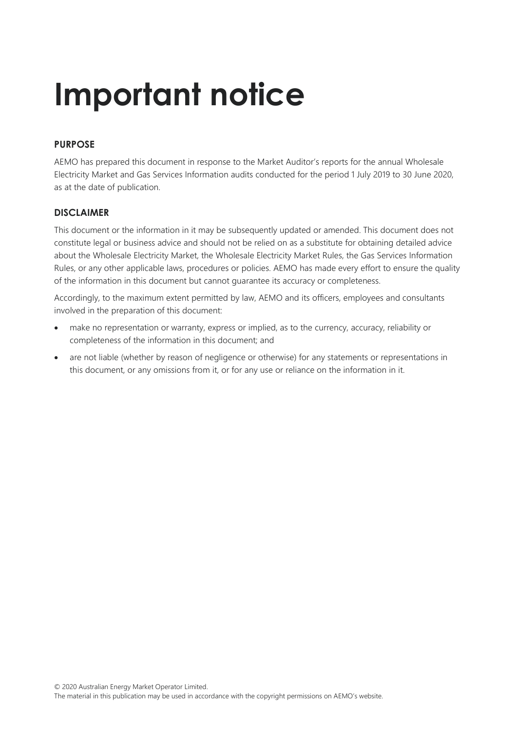# Important notice

## PURPOSE

AEMO has prepared this document in response to the Market Auditor's reports for the annual Wholesale Electricity Market and Gas Services Information audits conducted for the period 1 July 2019 to 30 June 2020, as at the date of publication.

## DISCLAIMER

This document or the information in it may be subsequently updated or amended. This document does not constitute legal or business advice and should not be relied on as a substitute for obtaining detailed advice about the Wholesale Electricity Market, the Wholesale Electricity Market Rules, the Gas Services Information Rules, or any other applicable laws, procedures or policies. AEMO has made every effort to ensure the quality of the information in this document but cannot guarantee its accuracy or completeness.

Accordingly, to the maximum extent permitted by law, AEMO and its officers, employees and consultants involved in the preparation of this document:

- make no representation or warranty, express or implied, as to the currency, accuracy, reliability or completeness of the information in this document; and
- are not liable (whether by reason of negligence or otherwise) for any statements or representations in this document, or any omissions from it, or for any use or reliance on the information in it.

© 2020 Australian Energy Market Operator Limited.
The material in this publication may be used in accordance with the copyright permissions on AEMO's website.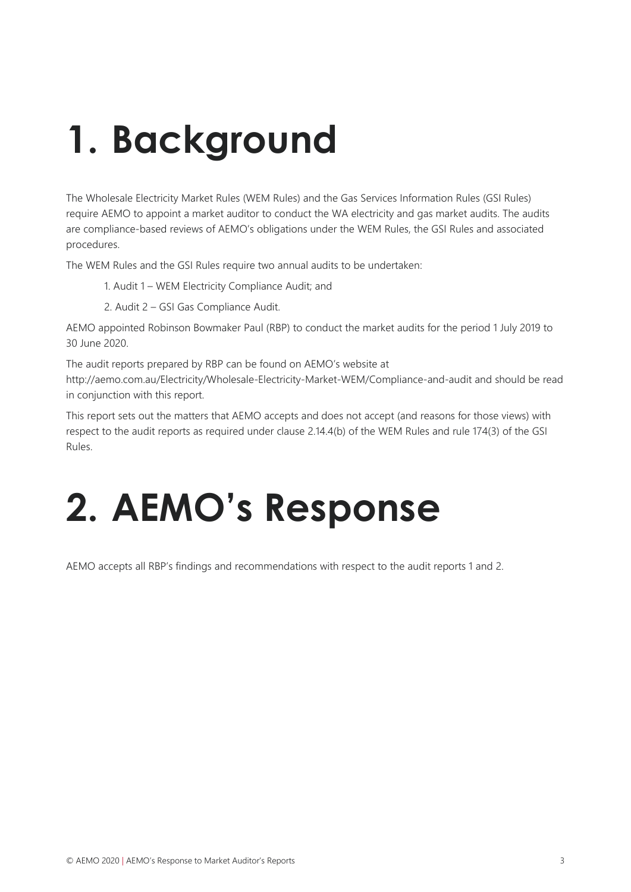# 1. Background

The Wholesale Electricity Market Rules (WEM Rules) and the Gas Services Information Rules (GSI Rules) require AEMO to appoint a market auditor to conduct the WA electricity and gas market audits. The audits are compliance-based reviews of AEMO's obligations under the WEM Rules, the GSI Rules and associated procedures.

The WEM Rules and the GSI Rules require two annual audits to be undertaken:

1. Audit 1 – WEM Electricity Compliance Audit; and
2. Audit 2 – GSI Gas Compliance Audit.

AEMO appointed Robinson Bowmaker Paul (RBP) to conduct the market audits for the period 1 July 2019 to 30 June 2020.

The audit reports prepared by RBP can be found on AEMO's website at http://aemo.com.au/Electricity/Wholesale-Electricity-Market-WEM/Compliance-and-audit and should be read in conjunction with this report.

This report sets out the matters that AEMO accepts and does not accept (and reasons for those views) with respect to the audit reports as required under clause 2.14.4(b) of the WEM Rules and rule 174(3) of the GSI Rules.

# 2. AEMO's Response

AEMO accepts all RBP's findings and recommendations with respect to the audit reports 1 and 2.